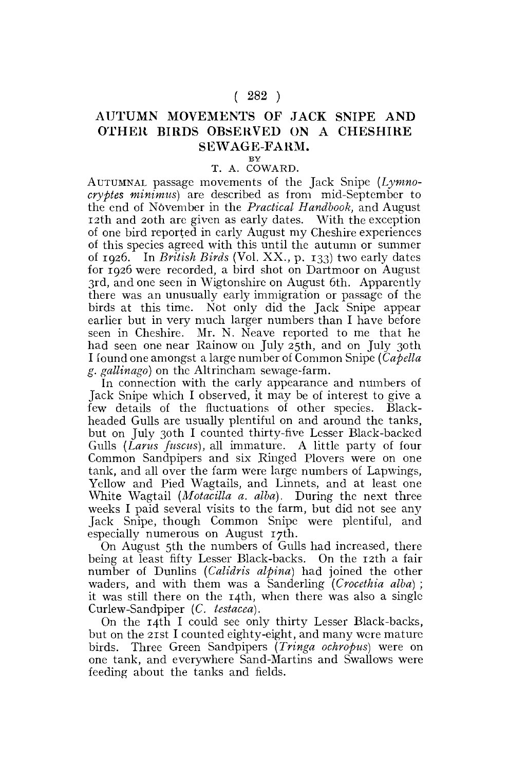# AUTUMN MOVEMENTS OF JACK SNIPE AND OTHER BIRDS OBSERVED ON A CHESHIRE SEWAGE-FARM.

BY

T. A. COWARD.

AUTUMNAL passage movements of the Jack Snipe (*Lymnocryptes minimus*) are described as from mid-September to the end of November in the *Practical Handbook*, and August 12th and 20th are given as early dates. With the exception of one bird reported in early August my Cheshire experiences of this species agreed with this until the autumn or summer of 1926. In *British Birds* (Vol. XX., p. 133) two early dates for 1926 were recorded, a bird shot on Dartmoor on August 3rd, and one seen in Wigtonshire on August 6th. Apparently there was an unusually early immigration or passage of the birds at this time. Not only did the Jack Snipe appear earlier but in very much larger numbers than I have before seen in Cheshire. Mr. N. Neave reported to me that he had seen one near Rainow on July 25th, and on July 30th I found one amongst a large number of Common Snipe (*Capella g. gallinago*) on the Altrincham sewage-farm.

In connection with the early appearance and numbers of Jack Snipe which I observed, it may be of interest to give a few details of the fluctuations of other species. Black-headed Gulls are usually plentiful on and around the tanks, but on July 30th I counted thirty-five Lesser Black-backed Gulls (*Larus fuscus*), all immature. A little party of four Common Sandpipers and six Ringed Plovers were on one tank, and all over the farm were large numbers of Lapwings, Yellow and Pied Wagtails, and Linnets, and at least one White Wagtail (*Motacilla a. alba*). During the next three weeks I paid several visits to the farm, but did not see any Jack Snipe, though Common Snipe were plentiful, and especially numerous on August 17th.

On August 5th the numbers of Gulls had increased, there being at least fifty Lesser Black-backs. On the 12th a fair number of Dunlins (*Calidris alpina*) had joined the other waders, and with them was a Sanderling (*Crocethia alba*); it was still there on the 14th, when there was also a single Curlew-Sandpiper (*C. testacea*).

On the 14th I could see only thirty Lesser Black-backs, but on the 21st I counted eighty-eight, and many were mature birds. Three Green Sandpipers (*Tringa ochropus*) were on one tank, and everywhere Sand-Martins and Swallows were feeding about the tanks and fields.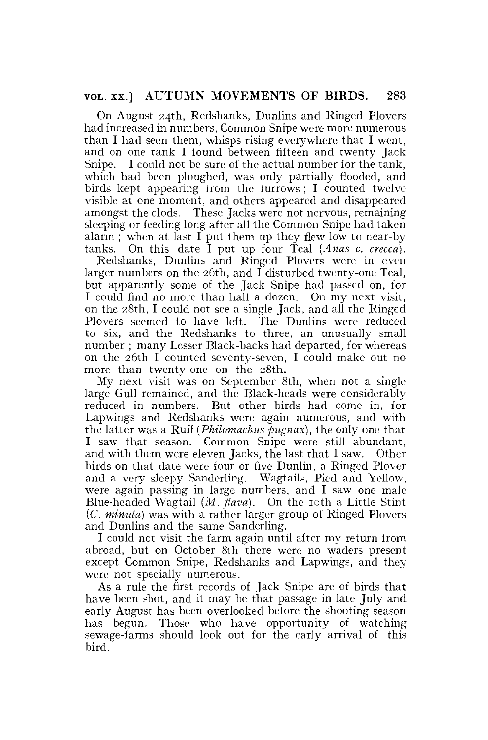On August 24th, Redshanks, Dunlins and Ringed Plovers had increased in numbers, Common Snipe were more numerous than I had seen them, whisps rising everywhere that I went, and on one tank I found between fifteen and twenty Jack Snipe. I could not be sure of the actual number for the tank, which had been ploughed, was only partially flooded, and birds kept appearing from the furrows; I counted twelve visible at one moment, and others appeared and disappeared amongst the clods. These Jacks were not nervous, remaining sleeping or feeding long after all the Common Snipe had taken alarm; when at last I put them up they flew low to near-by tanks. On this date I put up four Teal (*Anas c. crecca*).

Redshanks, Dunlins and Ringed Plovers were in even larger numbers on the 26th, and I disturbed twenty-one Teal, but apparently some of the Jack Snipe had passed on, for I could find no more than half a dozen. On my next visit, on the 28th, I could not see a single Jack, and all the Ringed Plovers seemed to have left. The Dunlins were reduced to six, and the Redshanks to three, an unusually small number; many Lesser Black-backs had departed, for whereas on the 26th I counted seventy-seven, I could make out no more than twenty-one on the 28th.

My next visit was on September 8th, when not a single large Gull remained, and the Black-heads were considerably reduced in numbers. But other birds had come in, for Lapwings and Redshanks were again numerous, and with the latter was a Ruff (*Philomachus pugnax*), the only one that I saw that season. Common Snipe were still abundant, and with them were eleven Jacks, the last that I saw. Other birds on that date were four or five Dunlin, a Ringed Plover and a very sleepy Sanderling. Wagtails, Pied and Yellow, were again passing in large numbers, and I saw one male Blue-headed Wagtail (*M. flava*). On the 10th a Little Stint (*C. minuta*) was with a rather larger group of Ringed Plovers and Dunlins and the same Sanderling.

I could not visit the farm again until after my return from abroad, but on October 8th there were no waders present except Common Snipe, Redshanks and Lapwings, and they were not specially numerous.

As a rule the first records of Jack Snipe are of birds that have been shot, and it may be that passage in late July and early August has been overlooked before the shooting season has begun. Those who have opportunity of watching sewage-farms should look out for the early arrival of this bird.